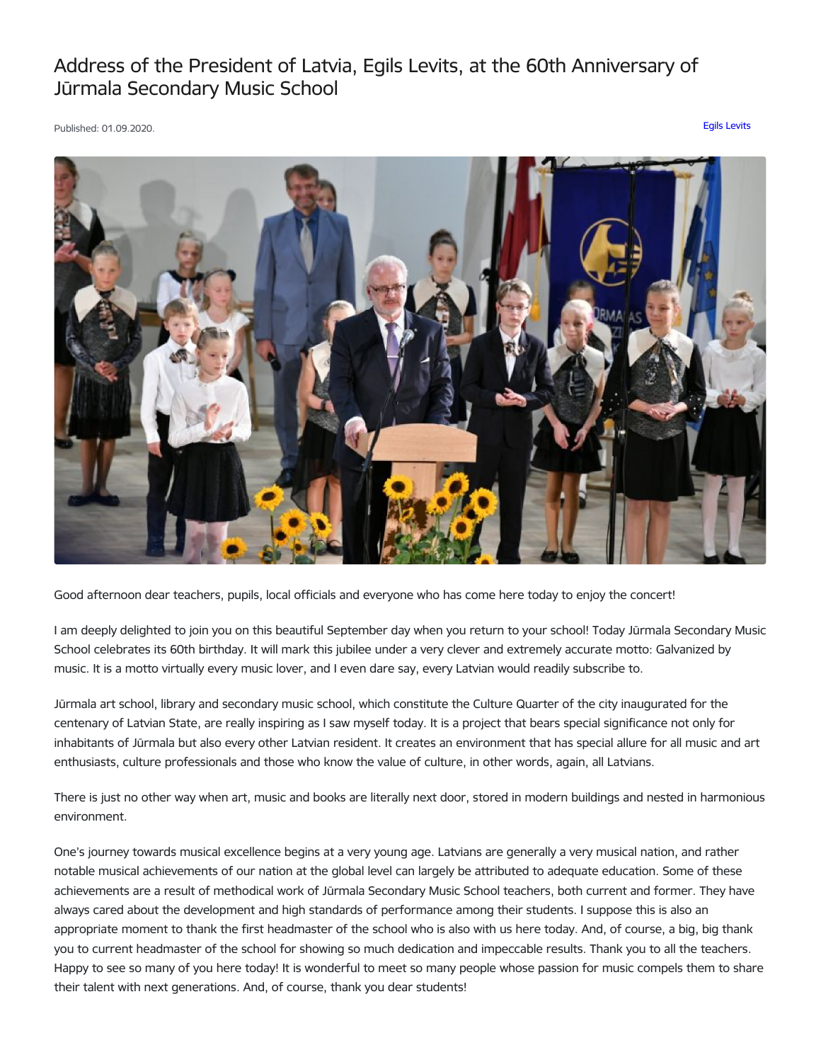# Address of the President of Latvia, Egils Levits, at the 60th Anniversary of Jūrmala Secondary Music School

Published: 01.09.2020.

Egils Levits

Good afternoon dear teachers, pupils, local officials and everyone who has come here today to enjoy the concert!

I am deeply delighted to join you on this beautiful September day when you return to your school! Today Jūrmala Secondary Music School celebrates its 60th birthday. It will mark this jubilee under a very clever and extremely accurate motto: Galvanized by music. It is a motto virtually every music lover, and I even dare say, every Latvian would readily subscribe to.

Jūrmala art school, library and secondary music school, which constitute the Culture Quarter of the city inaugurated for the centenary of Latvian State, are really inspiring as I saw myself today. It is a project that bears special significance not only for inhabitants of Jūrmala but also every other Latvian resident. It creates an environment that has special allure for all music and art enthusiasts, culture professionals and those who know the value of culture, in other words, again, all Latvians.

There is just no other way when art, music and books are literally next door, stored in modern buildings and nested in harmonious environment.

One's journey towards musical excellence begins at a very young age. Latvians are generally a very musical nation, and rather notable musical achievements of our nation at the global level can largely be attributed to adequate education. Some of these achievements are a result of methodical work of Jūrmala Secondary Music School teachers, both current and former. They have always cared about the development and high standards of performance among their students. I suppose this is also an appropriate moment to thank the first headmaster of the school who is also with us here today. And, of course, a big, big thank you to current headmaster of the school for showing so much dedication and impeccable results. Thank you to all the teachers. Happy to see so many of you here today! It is wonderful to meet so many people whose passion for music compels them to share their talent with next generations. And, of course, thank you dear students!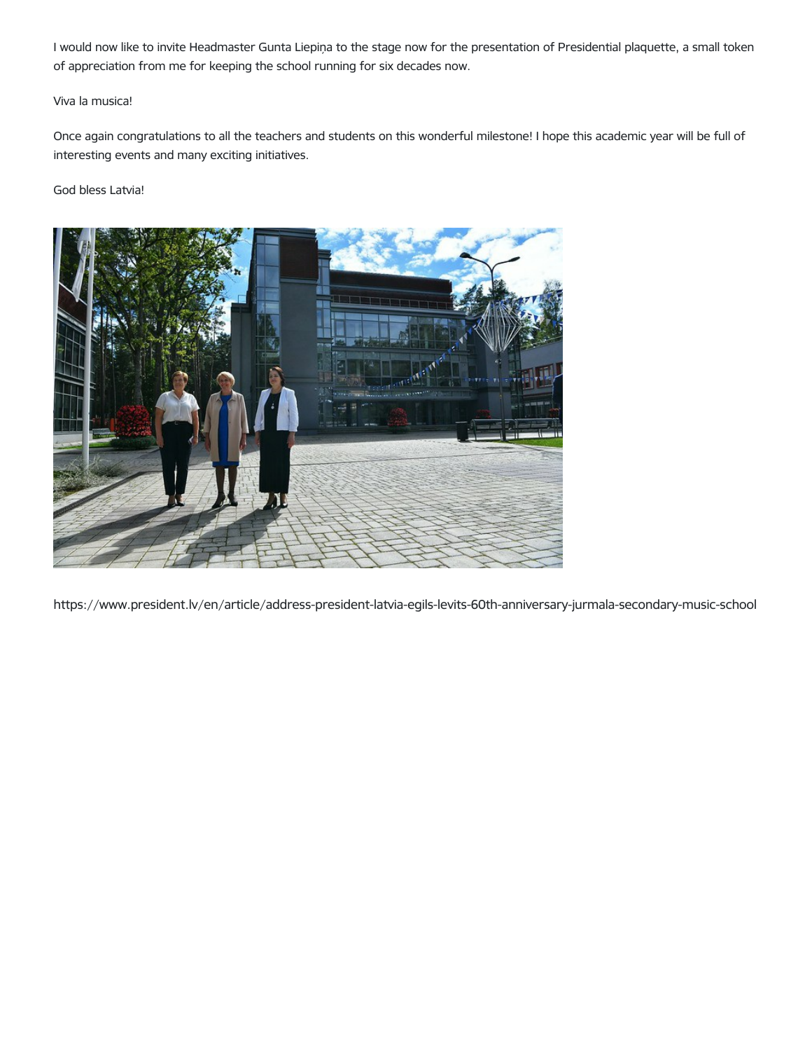I would now like to invite Headmaster Gunta Liepiņa to the stage now for the presentation of Presidential plaquette, a small token of appreciation from me for keeping the school running for six decades now.

Viva la musica!

Once again congratulations to all the teachers and students on this wonderful milestone! I hope this academic year will be full of interesting events and many exciting initiatives.

God bless Latvia!

https://www.president.lv/en/article/address-president-latvia-egils-levits-60th-anniversary-jurmala-secondary-music-school